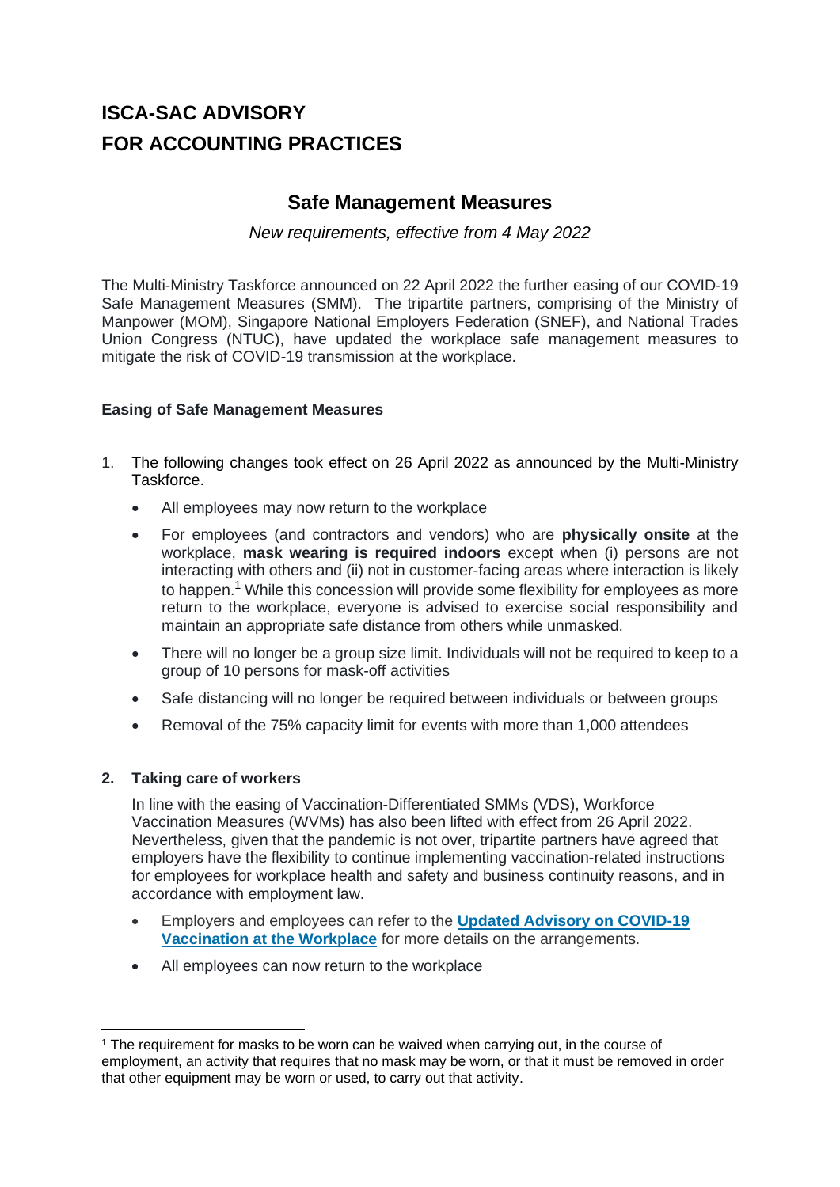# ISCA-SAC ADVISORY
# FOR ACCOUNTING PRACTICES

## Safe Management Measures

*New requirements, effective from 4 May 2022*

The Multi-Ministry Taskforce announced on 22 April 2022 the further easing of our COVID-19 Safe Management Measures (SMM). The tripartite partners, comprising of the Ministry of Manpower (MOM), Singapore National Employers Federation (SNEF), and National Trades Union Congress (NTUC), have updated the workplace safe management measures to mitigate the risk of COVID-19 transmission at the workplace.

### Easing of Safe Management Measures

1. The following changes took effect on 26 April 2022 as announced by the Multi-Ministry Taskforce.
   - All employees may now return to the workplace
   - For employees (and contractors and vendors) who are **physically onsite** at the workplace, **mask wearing is required indoors** except when (i) persons are not interacting with others and (ii) not in customer-facing areas where interaction is likely to happen.[1] While this concession will provide some flexibility for employees as more return to the workplace, everyone is advised to exercise social responsibility and maintain an appropriate safe distance from others while unmasked.
   - There will no longer be a group size limit. Individuals will not be required to keep to a group of 10 persons for mask-off activities
   - Safe distancing will no longer be required between individuals or between groups
   - Removal of the 75% capacity limit for events with more than 1,000 attendees

2. **Taking care of workers**

   In line with the easing of Vaccination-Differentiated SMMs (VDS), Workforce Vaccination Measures (WVMs) has also been lifted with effect from 26 April 2022. Nevertheless, given that the pandemic is not over, tripartite partners have agreed that employers have the flexibility to continue implementing vaccination-related instructions for employees for workplace health and safety and business continuity reasons, and in accordance with employment law.
   - Employers and employees can refer to the **Updated Advisory on COVID-19 Vaccination at the Workplace** for more details on the arrangements.
   - All employees can now return to the workplace

---

[1] The requirement for masks to be worn can be waived when carrying out, in the course of employment, an activity that requires that no mask may be worn, or that it must be removed in order that other equipment may be worn or used, to carry out that activity.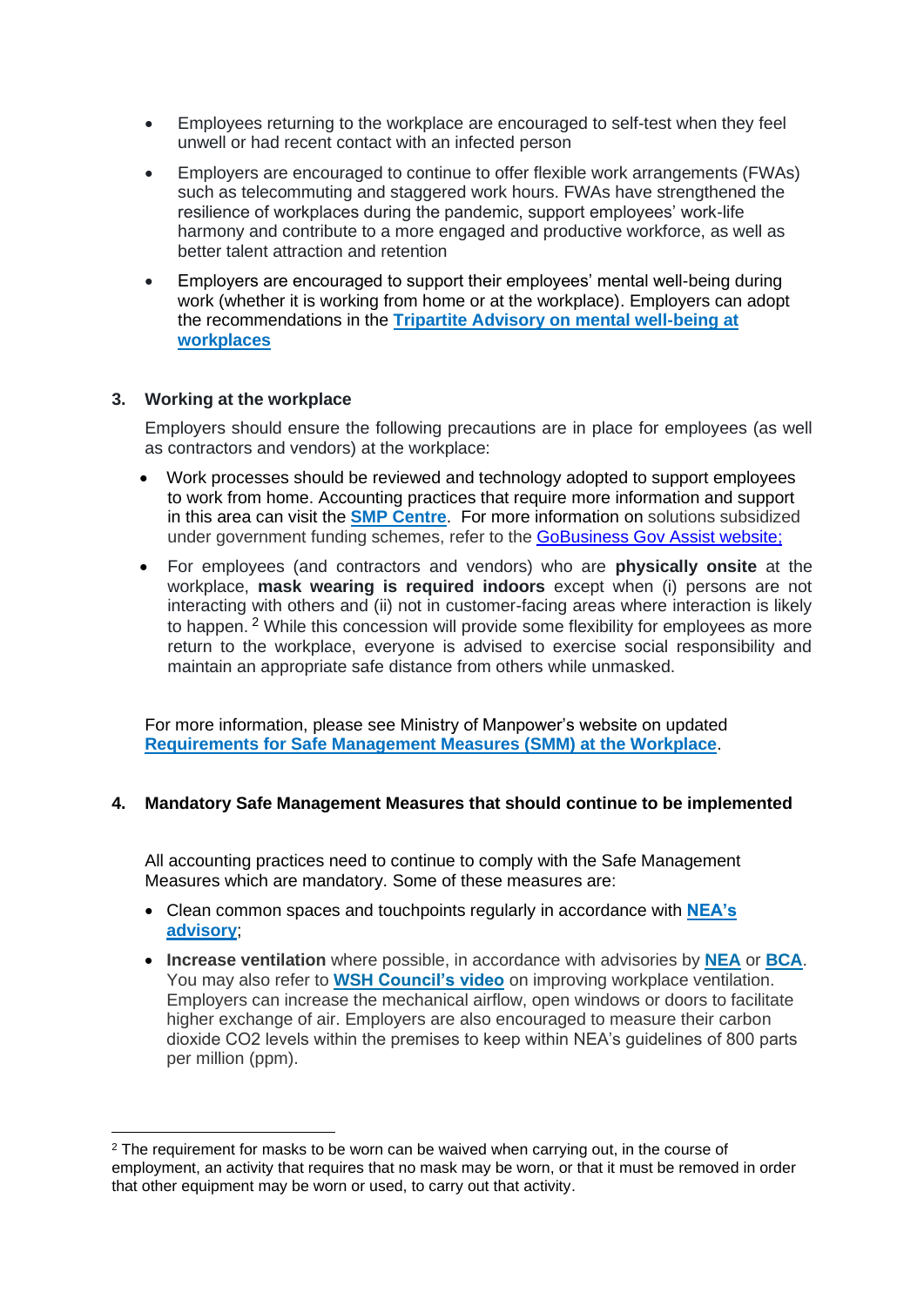- Employees returning to the workplace are encouraged to self-test when they feel unwell or had recent contact with an infected person
- Employers are encouraged to continue to offer flexible work arrangements (FWAs) such as telecommuting and staggered work hours. FWAs have strengthened the resilience of workplaces during the pandemic, support employees' work-life harmony and contribute to a more engaged and productive workforce, as well as better talent attraction and retention
- Employers are encouraged to support their employees' mental well-being during work (whether it is working from home or at the workplace). Employers can adopt the recommendations in the **Tripartite Advisory on mental well-being at workplaces**

## 3. Working at the workplace

Employers should ensure the following precautions are in place for employees (as well as contractors and vendors) at the workplace:

- Work processes should be reviewed and technology adopted to support employees to work from home. Accounting practices that require more information and support in this area can visit the **SMP Centre**. For more information on solutions subsidized under government funding schemes, refer to the GoBusiness Gov Assist website;
- For employees (and contractors and vendors) who are **physically onsite** at the workplace, **mask wearing is required indoors** except when (i) persons are not interacting with others and (ii) not in customer-facing areas where interaction is likely to happen. [2] While this concession will provide some flexibility for employees as more return to the workplace, everyone is advised to exercise social responsibility and maintain an appropriate safe distance from others while unmasked.

For more information, please see Ministry of Manpower's website on updated **Requirements for Safe Management Measures (SMM) at the Workplace**.

## 4. Mandatory Safe Management Measures that should continue to be implemented

All accounting practices need to continue to comply with the Safe Management Measures which are mandatory. Some of these measures are:

- Clean common spaces and touchpoints regularly in accordance with **NEA's advisory**;
- **Increase ventilation** where possible, in accordance with advisories by **NEA** or **BCA**. You may also refer to **WSH Council's video** on improving workplace ventilation. Employers can increase the mechanical airflow, open windows or doors to facilitate higher exchange of air. Employers are also encouraged to measure their carbon dioxide $CO_2$ levels within the premises to keep within NEA's guidelines of 800 parts per million (ppm).

---

[2] The requirement for masks to be worn can be waived when carrying out, in the course of employment, an activity that requires that no mask may be worn, or that it must be removed in order that other equipment may be worn or used, to carry out that activity.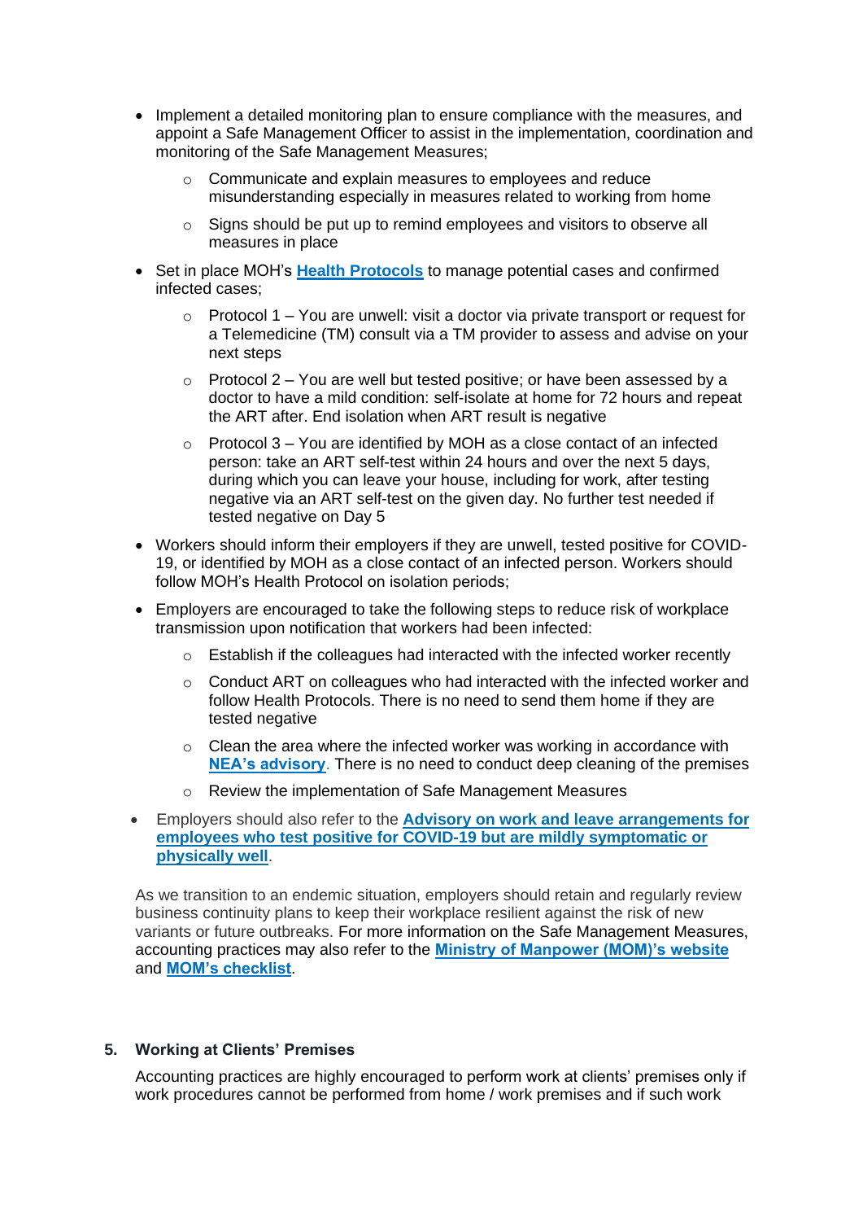- Implement a detailed monitoring plan to ensure compliance with the measures, and appoint a Safe Management Officer to assist in the implementation, coordination and monitoring of the Safe Management Measures;
  - Communicate and explain measures to employees and reduce misunderstanding especially in measures related to working from home
  - Signs should be put up to remind employees and visitors to observe all measures in place
- Set in place MOH's **Health Protocols** to manage potential cases and confirmed infected cases;
  - Protocol 1 – You are unwell: visit a doctor via private transport or request for a Telemedicine (TM) consult via a TM provider to assess and advise on your next steps
  - Protocol 2 – You are well but tested positive; or have been assessed by a doctor to have a mild condition: self-isolate at home for 72 hours and repeat the ART after. End isolation when ART result is negative
  - Protocol 3 – You are identified by MOH as a close contact of an infected person: take an ART self-test within 24 hours and over the next 5 days, during which you can leave your house, including for work, after testing negative via an ART self-test on the given day. No further test needed if tested negative on Day 5
- Workers should inform their employers if they are unwell, tested positive for COVID-19, or identified by MOH as a close contact of an infected person. Workers should follow MOH's Health Protocol on isolation periods;
- Employers are encouraged to take the following steps to reduce risk of workplace transmission upon notification that workers had been infected:
  - Establish if the colleagues had interacted with the infected worker recently
  - Conduct ART on colleagues who had interacted with the infected worker and follow Health Protocols. There is no need to send them home if they are tested negative
  - Clean the area where the infected worker was working in accordance with **NEA's advisory**. There is no need to conduct deep cleaning of the premises
  - Review the implementation of Safe Management Measures
- Employers should also refer to the **Advisory on work and leave arrangements for employees who test positive for COVID-19 but are mildly symptomatic or physically well**.

As we transition to an endemic situation, employers should retain and regularly review business continuity plans to keep their workplace resilient against the risk of new variants or future outbreaks. For more information on the Safe Management Measures, accounting practices may also refer to the **Ministry of Manpower (MOM)'s website** and **MOM's checklist**.

## 5. Working at Clients' Premises

Accounting practices are highly encouraged to perform work at clients' premises only if work procedures cannot be performed from home / work premises and if such work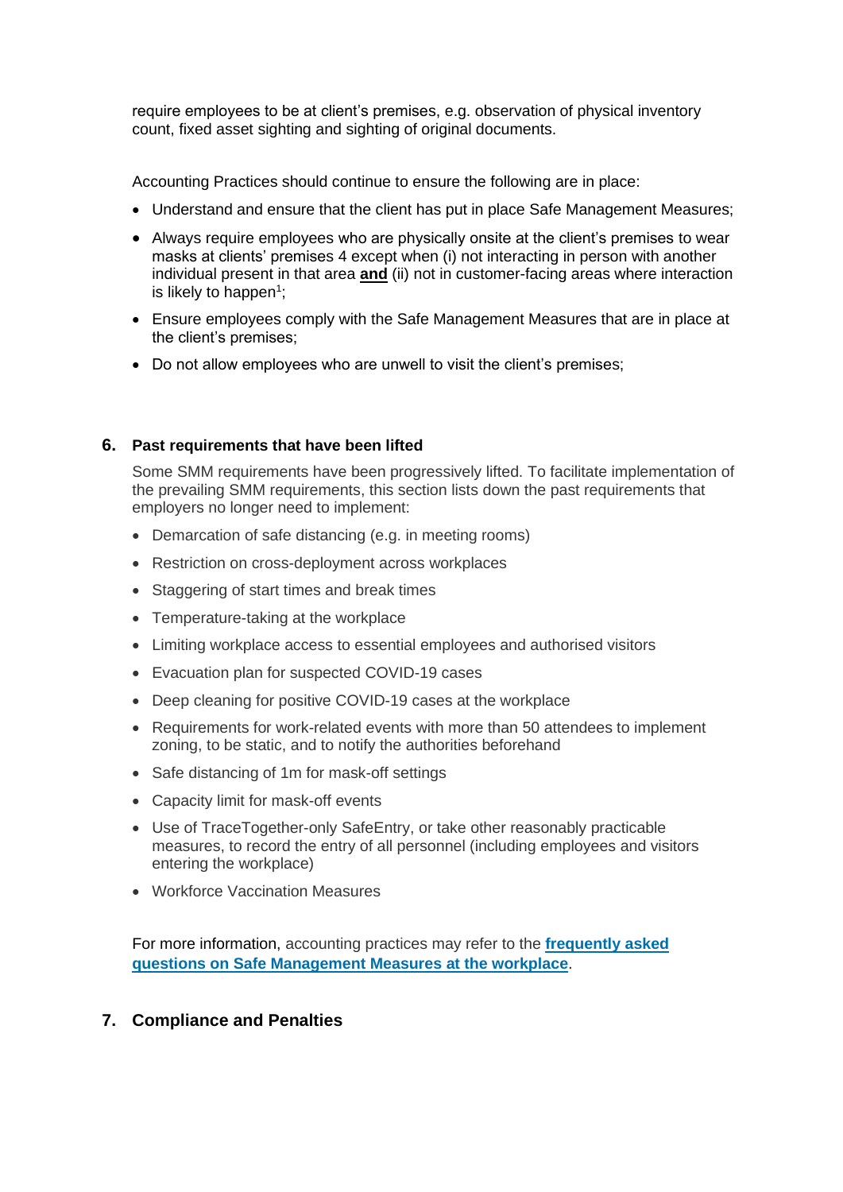require employees to be at client's premises, e.g. observation of physical inventory count, fixed asset sighting and sighting of original documents.

Accounting Practices should continue to ensure the following are in place:

- Understand and ensure that the client has put in place Safe Management Measures;
- Always require employees who are physically onsite at the client's premises to wear masks at clients' premises 4 except when (i) not interacting in person with another individual present in that area **and** (ii) not in customer-facing areas where interaction is likely to happen[1];
- Ensure employees comply with the Safe Management Measures that are in place at the client's premises;
- Do not allow employees who are unwell to visit the client's premises;

## 6. Past requirements that have been lifted

Some SMM requirements have been progressively lifted. To facilitate implementation of the prevailing SMM requirements, this section lists down the past requirements that employers no longer need to implement:

- Demarcation of safe distancing (e.g. in meeting rooms)
- Restriction on cross-deployment across workplaces
- Staggering of start times and break times
- Temperature-taking at the workplace
- Limiting workplace access to essential employees and authorised visitors
- Evacuation plan for suspected COVID-19 cases
- Deep cleaning for positive COVID-19 cases at the workplace
- Requirements for work-related events with more than 50 attendees to implement zoning, to be static, and to notify the authorities beforehand
- Safe distancing of 1m for mask-off settings
- Capacity limit for mask-off events
- Use of TraceTogether-only SafeEntry, or take other reasonably practicable measures, to record the entry of all personnel (including employees and visitors entering the workplace)
- Workforce Vaccination Measures

For more information, accounting practices may refer to the **frequently asked questions on Safe Management Measures at the workplace**.

## 7. Compliance and Penalties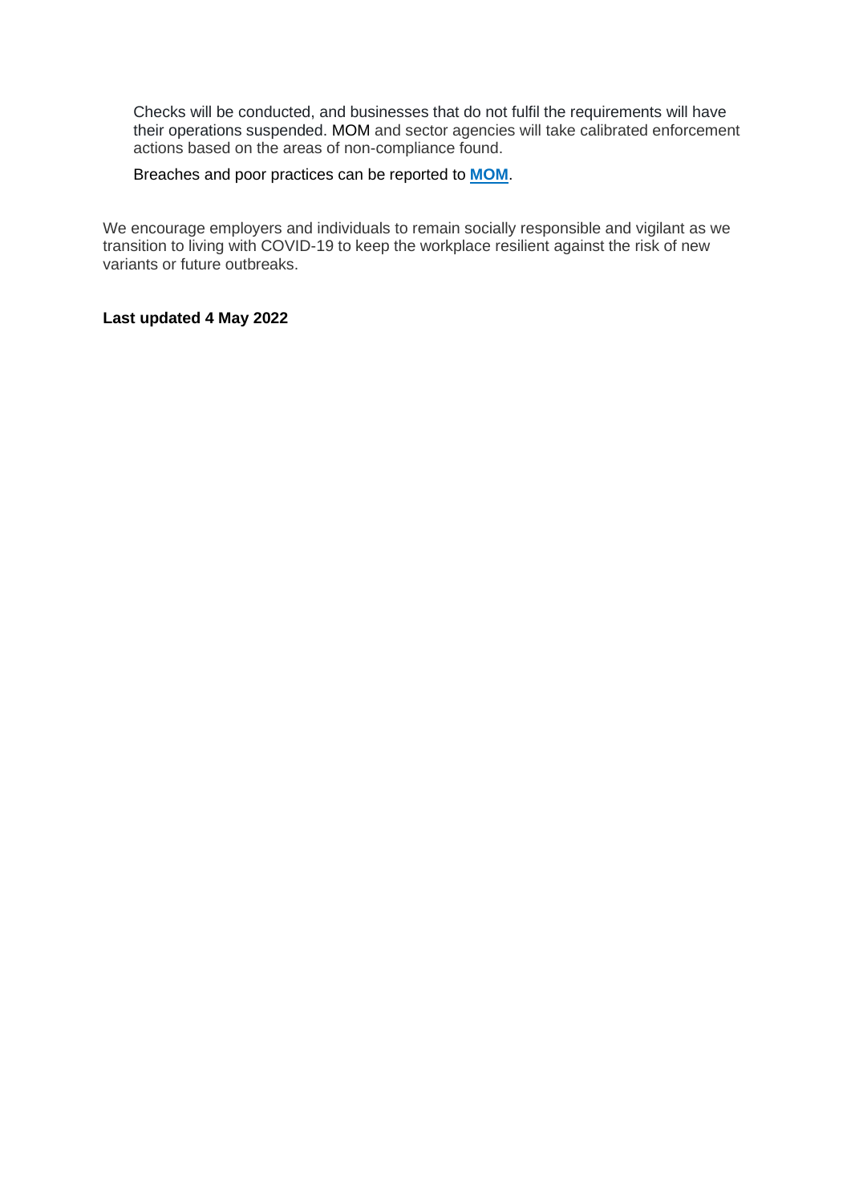Checks will be conducted, and businesses that do not fulfil the requirements will have their operations suspended. MOM and sector agencies will take calibrated enforcement actions based on the areas of non-compliance found.

Breaches and poor practices can be reported to **MOM**.

We encourage employers and individuals to remain socially responsible and vigilant as we transition to living with COVID-19 to keep the workplace resilient against the risk of new variants or future outbreaks.

**Last updated 4 May 2022**